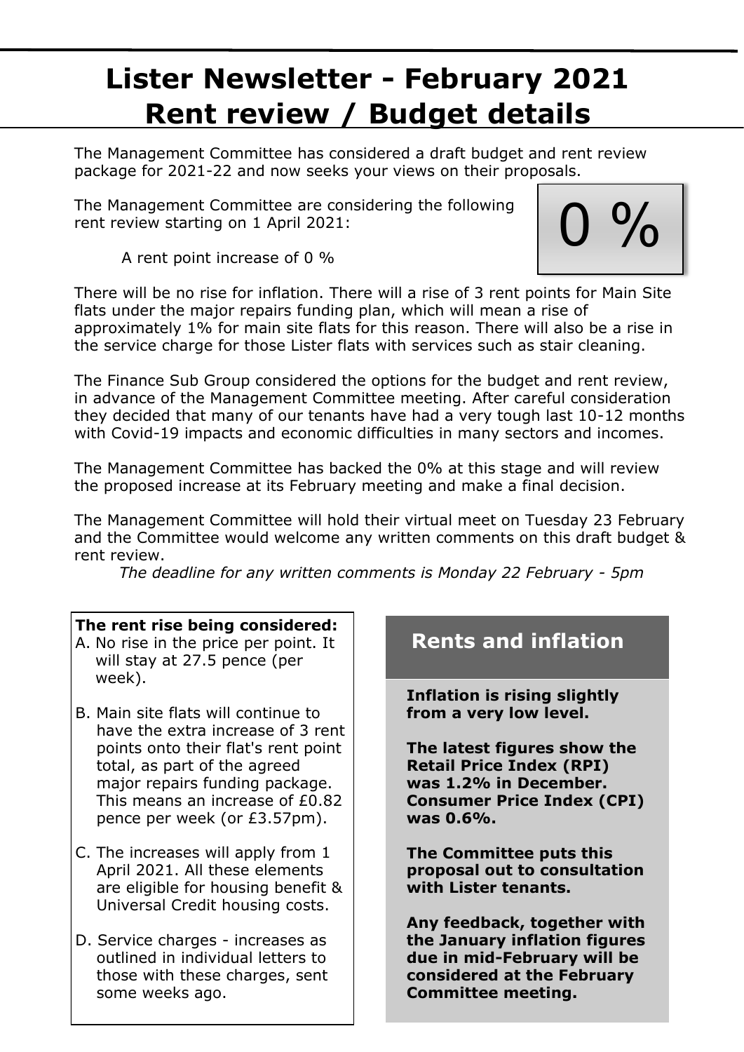# Lister Newsletter - February 2021
# Rent review / Budget details

The Management Committee has considered a draft budget and rent review package for 2021-22 and now seeks your views on their proposals.

The Management Committee are considering the following rent review starting on 1 April 2021:

> A rent point increase of 0 %

0 %

There will be no rise for inflation. There will a rise of 3 rent points for Main Site flats under the major repairs funding plan, which will mean a rise of approximately 1% for main site flats for this reason. There will also be a rise in the service charge for those Lister flats with services such as stair cleaning.

The Finance Sub Group considered the options for the budget and rent review, in advance of the Management Committee meeting. After careful consideration they decided that many of our tenants have had a very tough last 10-12 months with Covid-19 impacts and economic difficulties in many sectors and incomes.

The Management Committee has backed the 0% at this stage and will review the proposed increase at its February meeting and make a final decision.

The Management Committee will hold their virtual meet on Tuesday 23 February and the Committee would welcome any written comments on this draft budget & rent review.

*The deadline for any written comments is Monday 22 February - 5pm*

**The rent rise being considered:**

A. No rise in the price per point. It will stay at 27.5 pence (per week).

B. Main site flats will continue to have the extra increase of 3 rent points onto their flat's rent point total, as part of the agreed major repairs funding package. This means an increase of £0.82 pence per week (or £3.57pm).

C. The increases will apply from 1 April 2021. All these elements are eligible for housing benefit & Universal Credit housing costs.

D. Service charges - increases as outlined in individual letters to those with these charges, sent some weeks ago.

## Rents and inflation

**Inflation is rising slightly from a very low level.**

**The latest figures show the Retail Price Index (RPI) was 1.2% in December. Consumer Price Index (CPI) was 0.6%.**

**The Committee puts this proposal out to consultation with Lister tenants.**

**Any feedback, together with the January inflation figures due in mid-February will be considered at the February Committee meeting.**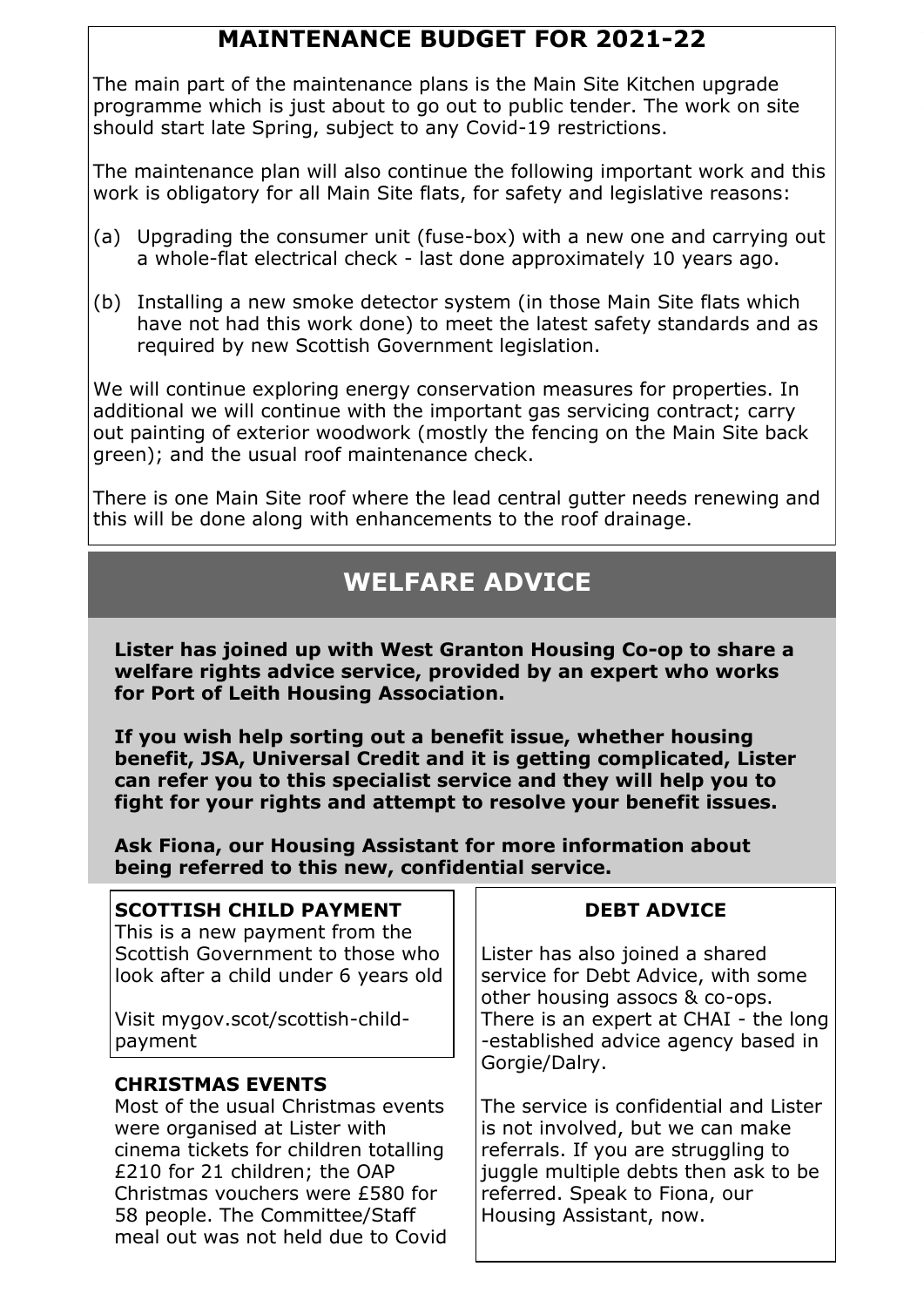## MAINTENANCE BUDGET FOR 2021-22

The main part of the maintenance plans is the Main Site Kitchen upgrade programme which is just about to go out to public tender. The work on site should start late Spring, subject to any Covid-19 restrictions.

The maintenance plan will also continue the following important work and this work is obligatory for all Main Site flats, for safety and legislative reasons:

(a) Upgrading the consumer unit (fuse-box) with a new one and carrying out a whole-flat electrical check - last done approximately 10 years ago.

(b) Installing a new smoke detector system (in those Main Site flats which have not had this work done) to meet the latest safety standards and as required by new Scottish Government legislation.

We will continue exploring energy conservation measures for properties. In additional we will continue with the important gas servicing contract; carry out painting of exterior woodwork (mostly the fencing on the Main Site back green); and the usual roof maintenance check.

There is one Main Site roof where the lead central gutter needs renewing and this will be done along with enhancements to the roof drainage.

## WELFARE ADVICE

**Lister has joined up with West Granton Housing Co-op to share a welfare rights advice service, provided by an expert who works for Port of Leith Housing Association.**

**If you wish help sorting out a benefit issue, whether housing benefit, JSA, Universal Credit and it is getting complicated, Lister can refer you to this specialist service and they will help you to fight for your rights and attempt to resolve your benefit issues.**

**Ask Fiona, our Housing Assistant for more information about being referred to this new, confidential service.**

### SCOTTISH CHILD PAYMENT

This is a new payment from the Scottish Government to those who look after a child under 6 years old

Visit mygov.scot/scottish-child-payment

### CHRISTMAS EVENTS

Most of the usual Christmas events were organised at Lister with cinema tickets for children totalling £210 for 21 children; the OAP Christmas vouchers were £580 for 58 people. The Committee/Staff meal out was not held due to Covid

### DEBT ADVICE

Lister has also joined a shared service for Debt Advice, with some other housing assocs & co-ops. There is an expert at CHAI - the long-established advice agency based in Gorgie/Dalry.

The service is confidential and Lister is not involved, but we can make referrals. If you are struggling to juggle multiple debts then ask to be referred. Speak to Fiona, our Housing Assistant, now.